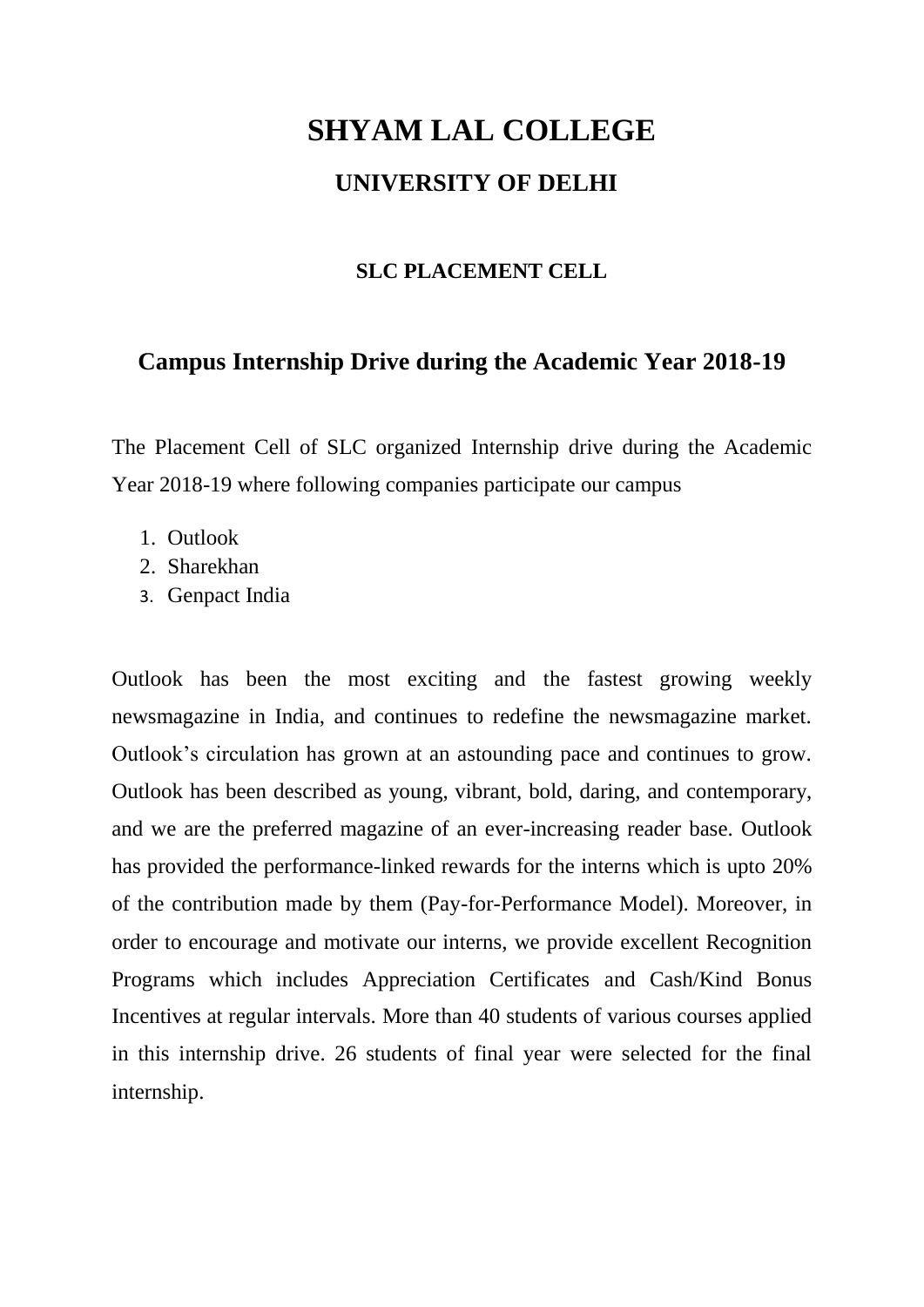# SHYAM LAL COLLEGE

## UNIVERSITY OF DELHI

### SLC PLACEMENT CELL

## Campus Internship Drive during the Academic Year 2018-19

The Placement Cell of SLC organized Internship drive during the Academic Year 2018-19 where following companies participate our campus

1. Outlook
2. Sharekhan
3. Genpact India

Outlook has been the most exciting and the fastest growing weekly newsmagazine in India, and continues to redefine the newsmagazine market. Outlook's circulation has grown at an astounding pace and continues to grow. Outlook has been described as young, vibrant, bold, daring, and contemporary, and we are the preferred magazine of an ever-increasing reader base. Outlook has provided the performance-linked rewards for the interns which is upto 20% of the contribution made by them (Pay-for-Performance Model). Moreover, in order to encourage and motivate our interns, we provide excellent Recognition Programs which includes Appreciation Certificates and Cash/Kind Bonus Incentives at regular intervals. More than 40 students of various courses applied in this internship drive. 26 students of final year were selected for the final internship.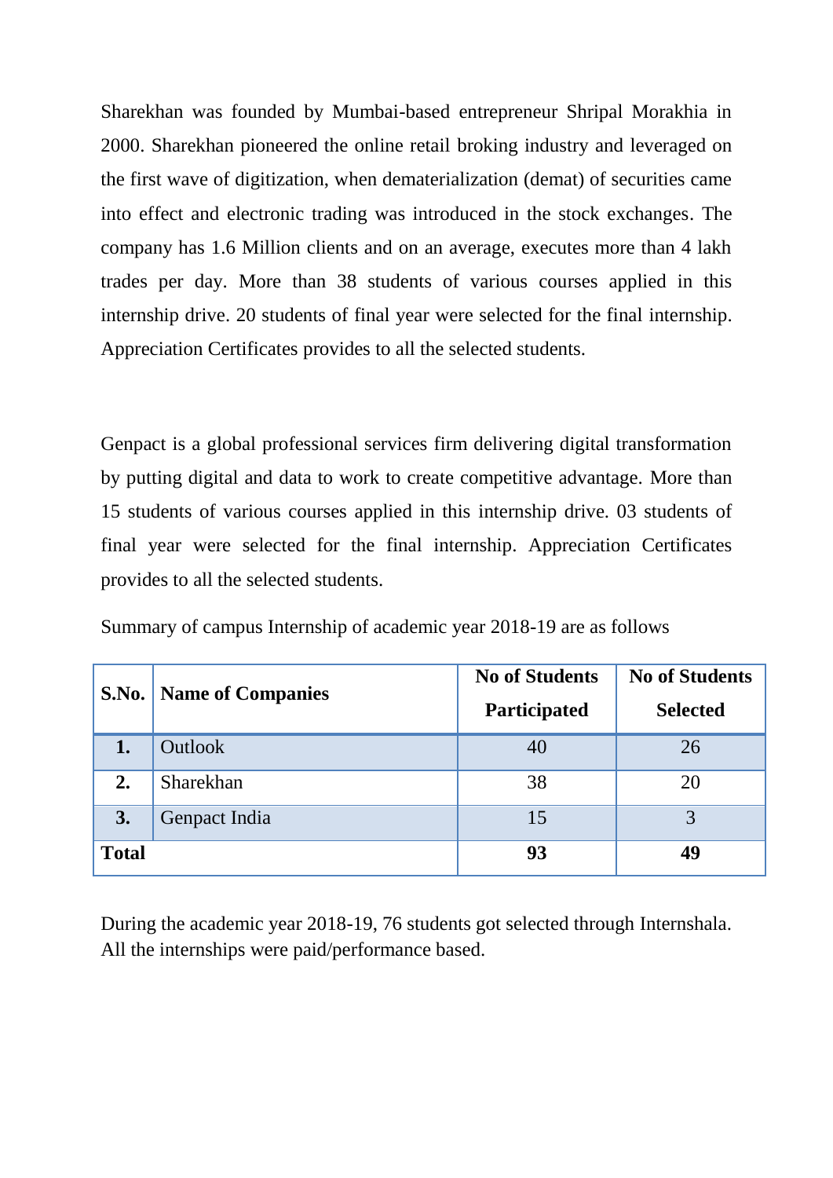Sharekhan was founded by Mumbai-based entrepreneur Shripal Morakhia in 2000. Sharekhan pioneered the online retail broking industry and leveraged on the first wave of digitization, when dematerialization (demat) of securities came into effect and electronic trading was introduced in the stock exchanges. The company has 1.6 Million clients and on an average, executes more than 4 lakh trades per day. More than 38 students of various courses applied in this internship drive. 20 students of final year were selected for the final internship. Appreciation Certificates provides to all the selected students.

Genpact is a global professional services firm delivering digital transformation by putting digital and data to work to create competitive advantage. More than 15 students of various courses applied in this internship drive. 03 students of final year were selected for the final internship. Appreciation Certificates provides to all the selected students.

Summary of campus Internship of academic year 2018-19 are as follows

| S.No. | Name of Companies | No of Students Participated | No of Students Selected |
|---|---|---|---|
| **1.** | Outlook | 40 | 26 |
| **2.** | Sharekhan | 38 | 20 |
| **3.** | Genpact India | 15 | 3 |
| **Total** | | **93** | **49** |

During the academic year 2018-19, 76 students got selected through Internshala. All the internships were paid/performance based.